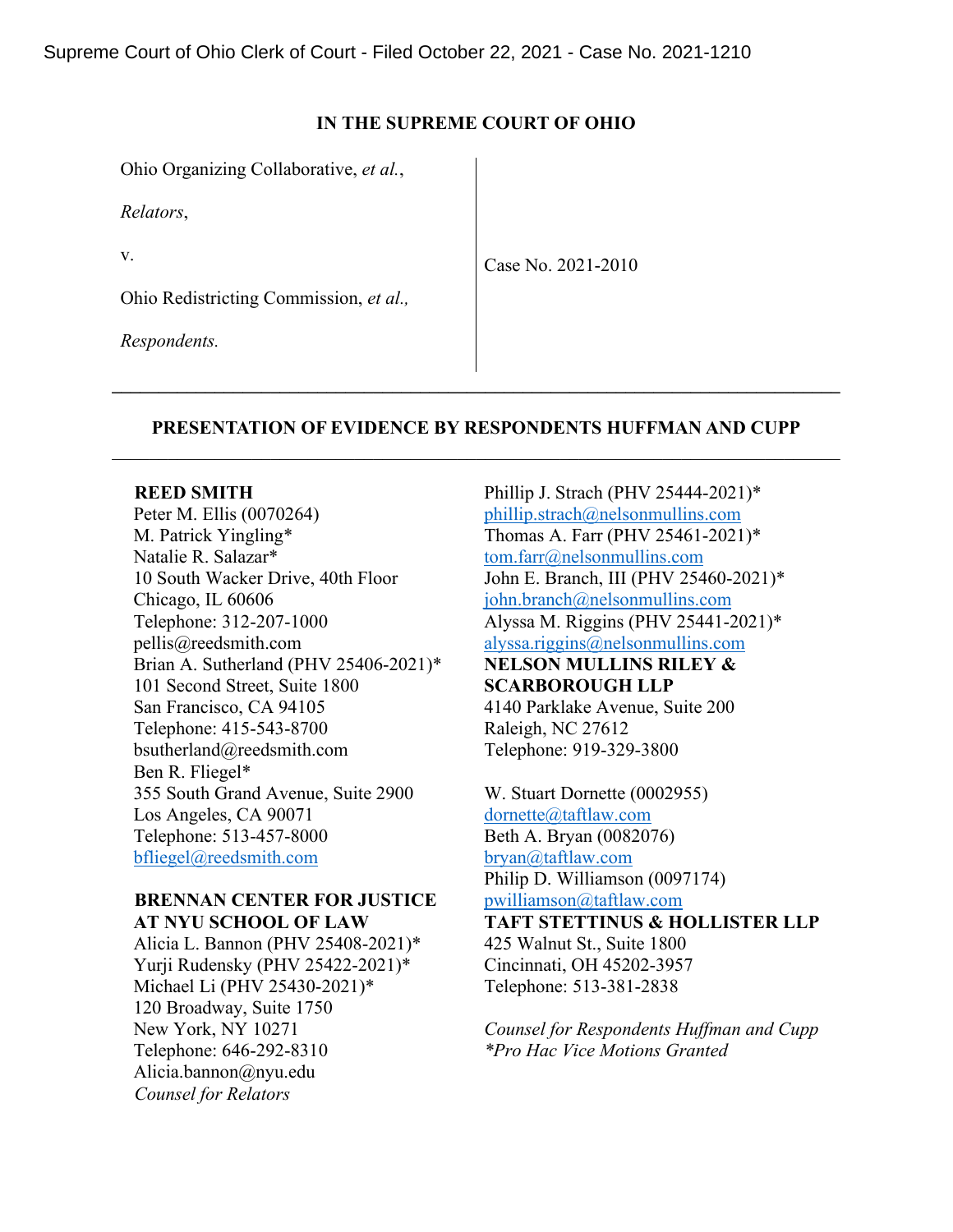Supreme Court of Ohio Clerk of Court - Filed October 22, 2021 - Case No. 2021-1210

**IN THE SUPREME COURT OF OHIO**

Ohio Organizing Collaborative, *et al.*,

*Relators*,

v.

Ohio Redistricting Commission, *et al.,*

*Respondents.*

Case No. 2021-2010

---

**PRESENTATION OF EVIDENCE BY RESPONDENTS HUFFMAN AND CUPP**

---

**REED SMITH**
Peter M. Ellis (0070264)
M. Patrick Yingling*
Natalie R. Salazar*
10 South Wacker Drive, 40th Floor
Chicago, IL 60606
Telephone: 312-207-1000
pellis@reedsmith.com
Brian A. Sutherland (PHV 25406-2021)*
101 Second Street, Suite 1800
San Francisco, CA 94105
Telephone: 415-543-8700
bsutherland@reedsmith.com
Ben R. Fliegel*
355 South Grand Avenue, Suite 2900
Los Angeles, CA 90071
Telephone: 513-457-8000
bfliegel@reedsmith.com

**BRENNAN CENTER FOR JUSTICE AT NYU SCHOOL OF LAW**
Alicia L. Bannon (PHV 25408-2021)*
Yurji Rudensky (PHV 25422-2021)*
Michael Li (PHV 25430-2021)*
120 Broadway, Suite 1750
New York, NY 10271
Telephone: 646-292-8310
Alicia.bannon@nyu.edu
*Counsel for Relators*

Phillip J. Strach (PHV 25444-2021)*
phillip.strach@nelsonmullins.com
Thomas A. Farr (PHV 25461-2021)*
tom.farr@nelsonmullins.com
John E. Branch, III (PHV 25460-2021)*
john.branch@nelsonmullins.com
Alyssa M. Riggins (PHV 25441-2021)*
alyssa.riggins@nelsonmullins.com
**NELSON MULLINS RILEY & SCARBOROUGH LLP**
4140 Parklake Avenue, Suite 200
Raleigh, NC 27612
Telephone: 919-329-3800

W. Stuart Dornette (0002955)
dornette@taftlaw.com
Beth A. Bryan (0082076)
bryan@taftlaw.com
Philip D. Williamson (0097174)
pwilliamson@taftlaw.com
**TAFT STETTINUS & HOLLISTER LLP**
425 Walnut St., Suite 1800
Cincinnati, OH 45202-3957
Telephone: 513-381-2838

*Counsel for Respondents Huffman and Cupp*
**Pro Hac Vice Motions Granted*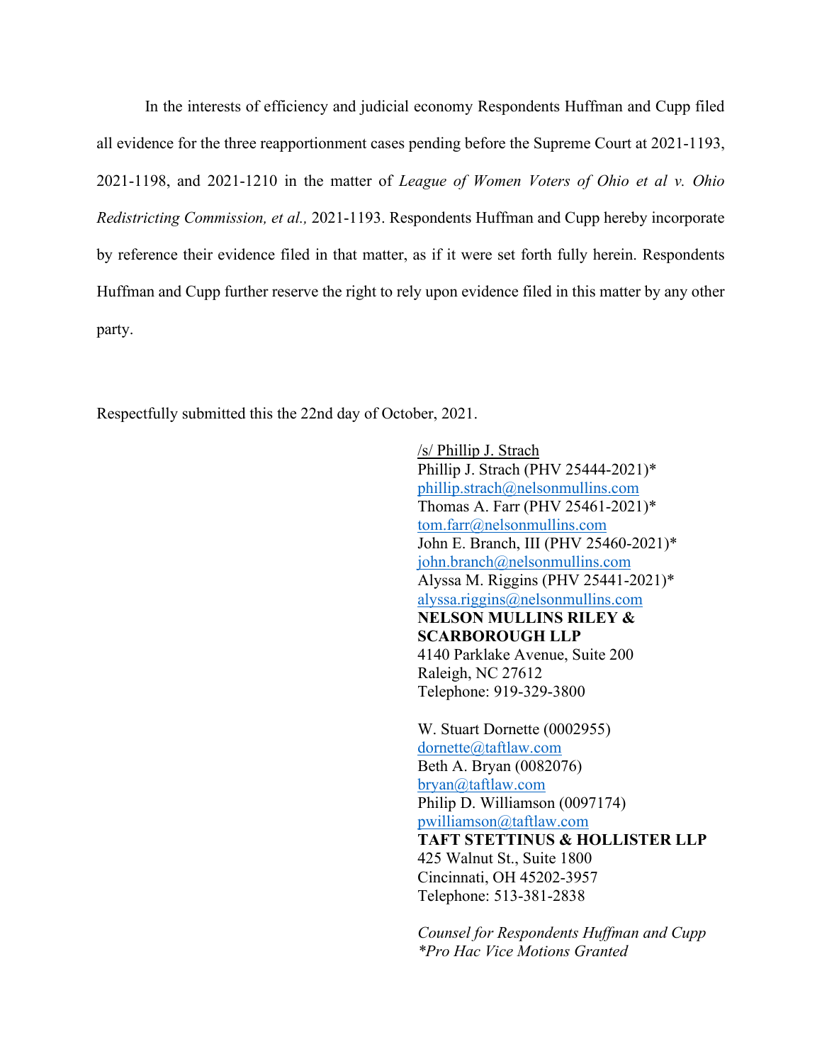In the interests of efficiency and judicial economy Respondents Huffman and Cupp filed all evidence for the three reapportionment cases pending before the Supreme Court at 2021-1193, 2021-1198, and 2021-1210 in the matter of *League of Women Voters of Ohio et al v. Ohio Redistricting Commission, et al.,* 2021-1193. Respondents Huffman and Cupp hereby incorporate by reference their evidence filed in that matter, as if it were set forth fully herein. Respondents Huffman and Cupp further reserve the right to rely upon evidence filed in this matter by any other party.

Respectfully submitted this the 22nd day of October, 2021.

/s/ Phillip J. Strach
Phillip J. Strach (PHV 25444-2021)*
phillip.strach@nelsonmullins.com
Thomas A. Farr (PHV 25461-2021)*
tom.farr@nelsonmullins.com
John E. Branch, III (PHV 25460-2021)*
john.branch@nelsonmullins.com
Alyssa M. Riggins (PHV 25441-2021)*
alyssa.riggins@nelsonmullins.com
**NELSON MULLINS RILEY & SCARBOROUGH LLP**
4140 Parklake Avenue, Suite 200
Raleigh, NC 27612
Telephone: 919-329-3800

W. Stuart Dornette (0002955)
dornette@taftlaw.com
Beth A. Bryan (0082076)
bryan@taftlaw.com
Philip D. Williamson (0097174)
pwilliamson@taftlaw.com
**TAFT STETTINUS & HOLLISTER LLP**
425 Walnut St., Suite 1800
Cincinnati, OH 45202-3957
Telephone: 513-381-2838

*Counsel for Respondents Huffman and Cupp*
**Pro Hac Vice Motions Granted*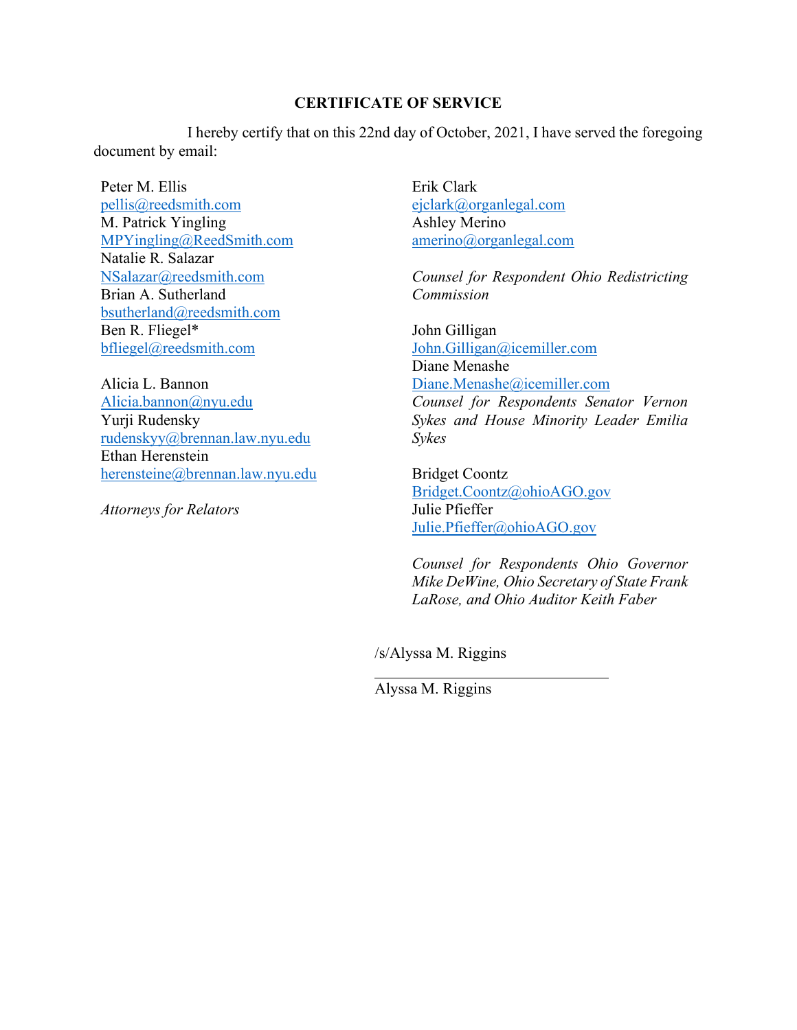**CERTIFICATE OF SERVICE**

I hereby certify that on this 22nd day of October, 2021, I have served the foregoing document by email:

Peter M. Ellis
pellis@reedsmith.com
M. Patrick Yingling
MPYingling@ReedSmith.com
Natalie R. Salazar
NSalazar@reedsmith.com
Brian A. Sutherland
bsutherland@reedsmith.com
Ben R. Fliegel*
bfliegel@reedsmith.com

Alicia L. Bannon
Alicia.bannon@nyu.edu
Yurji Rudensky
rudenskyy@brennan.law.nyu.edu
Ethan Herenstein
herensteine@brennan.law.nyu.edu

*Attorneys for Relators*

Erik Clark
ejclark@organlegal.com
Ashley Merino
amerino@organlegal.com

*Counsel for Respondent Ohio Redistricting Commission*

John Gilligan
John.Gilligan@icemiller.com
Diane Menashe
Diane.Menashe@icemiller.com
*Counsel for Respondents Senator Vernon Sykes and House Minority Leader Emilia Sykes*

Bridget Coontz
Bridget.Coontz@ohioAGO.gov
Julie Pfieffer
Julie.Pfieffer@ohioAGO.gov

*Counsel for Respondents Ohio Governor Mike DeWine, Ohio Secretary of State Frank LaRose, and Ohio Auditor Keith Faber*

/s/Alyssa M. Riggins

Alyssa M. Riggins